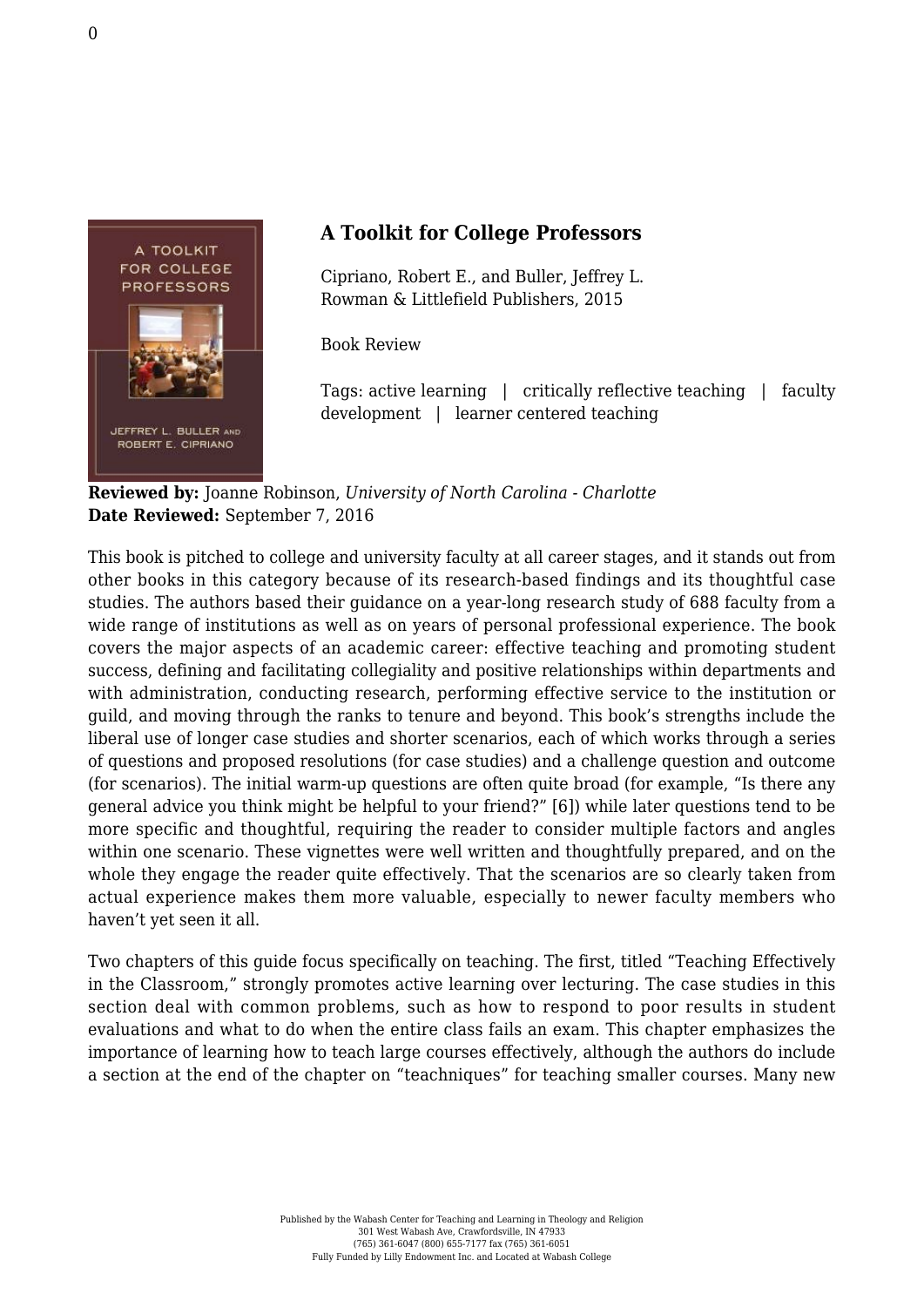## A Toolkit for College Professors

Cipriano, Robert E., and Buller, Jeffrey L.
Rowman & Littlefield Publishers, 2015

Book Review

Tags: active learning | critically reflective teaching | faculty development | learner centered teaching

**Reviewed by:** Joanne Robinson, *University of North Carolina - Charlotte*
**Date Reviewed:** September 7, 2016

This book is pitched to college and university faculty at all career stages, and it stands out from other books in this category because of its research-based findings and its thoughtful case studies. The authors based their guidance on a year-long research study of 688 faculty from a wide range of institutions as well as on years of personal professional experience. The book covers the major aspects of an academic career: effective teaching and promoting student success, defining and facilitating collegiality and positive relationships within departments and with administration, conducting research, performing effective service to the institution or guild, and moving through the ranks to tenure and beyond. This book's strengths include the liberal use of longer case studies and shorter scenarios, each of which works through a series of questions and proposed resolutions (for case studies) and a challenge question and outcome (for scenarios). The initial warm-up questions are often quite broad (for example, "Is there any general advice you think might be helpful to your friend?" [6]) while later questions tend to be more specific and thoughtful, requiring the reader to consider multiple factors and angles within one scenario. These vignettes were well written and thoughtfully prepared, and on the whole they engage the reader quite effectively. That the scenarios are so clearly taken from actual experience makes them more valuable, especially to newer faculty members who haven't yet seen it all.

Two chapters of this guide focus specifically on teaching. The first, titled "Teaching Effectively in the Classroom," strongly promotes active learning over lecturing. The case studies in this section deal with common problems, such as how to respond to poor results in student evaluations and what to do when the entire class fails an exam. This chapter emphasizes the importance of learning how to teach large courses effectively, although the authors do include a section at the end of the chapter on "teachniques" for teaching smaller courses. Many new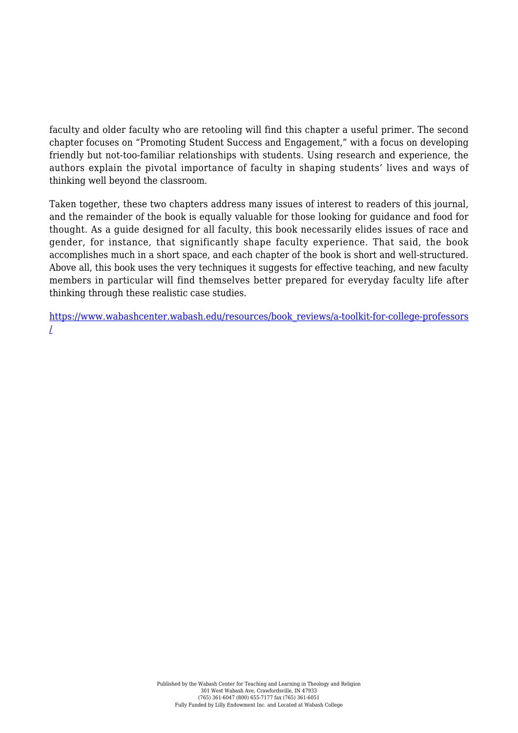faculty and older faculty who are retooling will find this chapter a useful primer. The second chapter focuses on "Promoting Student Success and Engagement," with a focus on developing friendly but not-too-familiar relationships with students. Using research and experience, the authors explain the pivotal importance of faculty in shaping students' lives and ways of thinking well beyond the classroom.

Taken together, these two chapters address many issues of interest to readers of this journal, and the remainder of the book is equally valuable for those looking for guidance and food for thought. As a guide designed for all faculty, this book necessarily elides issues of race and gender, for instance, that significantly shape faculty experience. That said, the book accomplishes much in a short space, and each chapter of the book is short and well-structured. Above all, this book uses the very techniques it suggests for effective teaching, and new faculty members in particular will find themselves better prepared for everyday faculty life after thinking through these realistic case studies.

https://www.wabashcenter.wabash.edu/resources/book_reviews/a-toolkit-for-college-professors/

Published by the Wabash Center for Teaching and Learning in Theology and Religion
301 West Wabash Ave, Crawfordsville, IN 47933
(765) 361-6047 (800) 655-7177 fax (765) 361-6051
Fully Funded by Lilly Endowment Inc. and Located at Wabash College